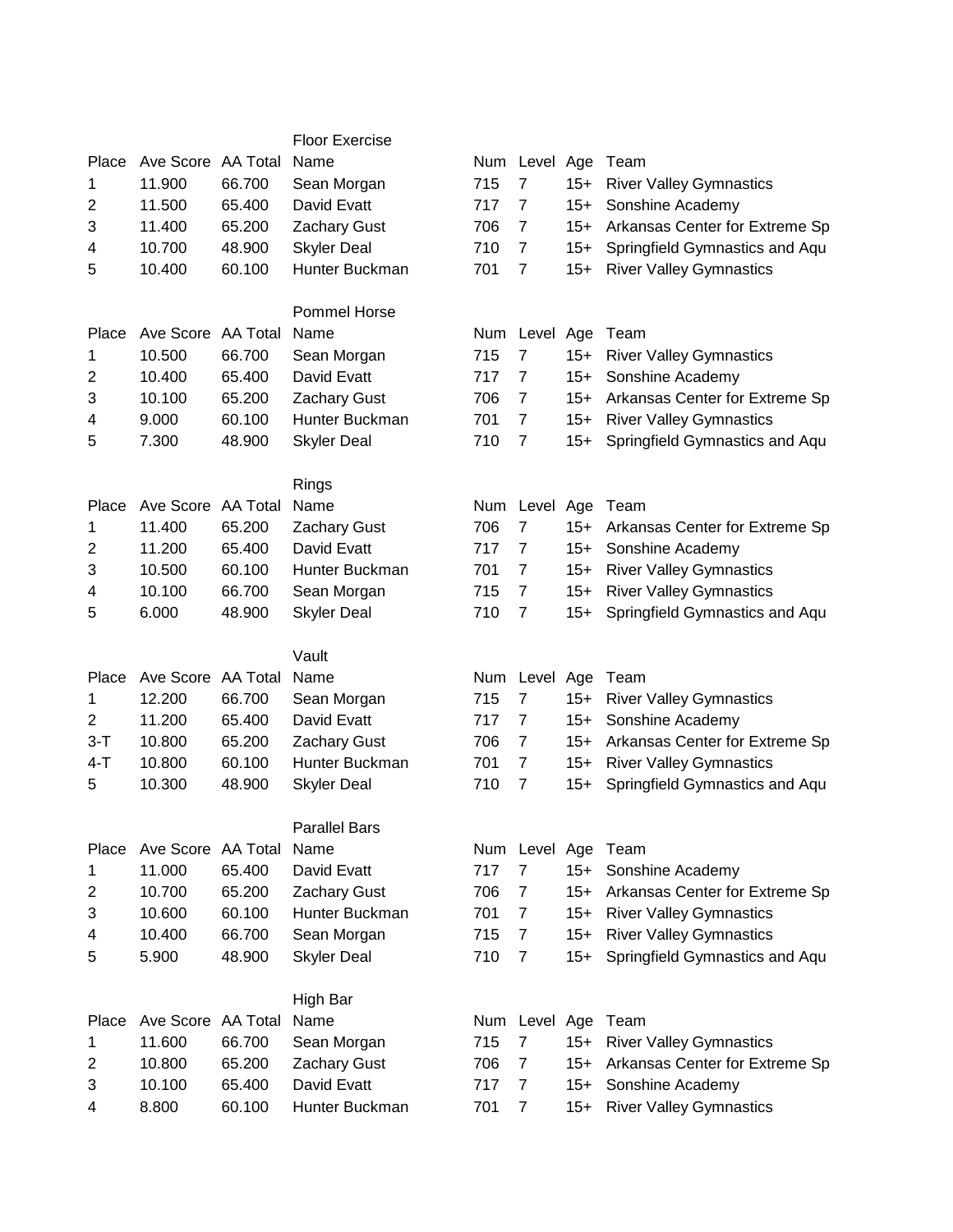### Floor Exercise

| Place | Ave Score | AA Total | Name | Num | Level | Age | Team |
|---|---|---|---|---|---|---|---|
| 1 | 11.900 | 66.700 | Sean Morgan | 715 | 7 | 15+ | River Valley Gymnastics |
| 2 | 11.500 | 65.400 | David Evatt | 717 | 7 | 15+ | Sonshine Academy |
| 3 | 11.400 | 65.200 | Zachary Gust | 706 | 7 | 15+ | Arkansas Center for Extreme Sp |
| 4 | 10.700 | 48.900 | Skyler Deal | 710 | 7 | 15+ | Springfield Gymnastics and Aqu |
| 5 | 10.400 | 60.100 | Hunter Buckman | 701 | 7 | 15+ | River Valley Gymnastics |

### Pommel Horse

| Place | Ave Score | AA Total | Name | Num | Level | Age | Team |
|---|---|---|---|---|---|---|---|
| 1 | 10.500 | 66.700 | Sean Morgan | 715 | 7 | 15+ | River Valley Gymnastics |
| 2 | 10.400 | 65.400 | David Evatt | 717 | 7 | 15+ | Sonshine Academy |
| 3 | 10.100 | 65.200 | Zachary Gust | 706 | 7 | 15+ | Arkansas Center for Extreme Sp |
| 4 | 9.000 | 60.100 | Hunter Buckman | 701 | 7 | 15+ | River Valley Gymnastics |
| 5 | 7.300 | 48.900 | Skyler Deal | 710 | 7 | 15+ | Springfield Gymnastics and Aqu |

### Rings

| Place | Ave Score | AA Total | Name | Num | Level | Age | Team |
|---|---|---|---|---|---|---|---|
| 1 | 11.400 | 65.200 | Zachary Gust | 706 | 7 | 15+ | Arkansas Center for Extreme Sp |
| 2 | 11.200 | 65.400 | David Evatt | 717 | 7 | 15+ | Sonshine Academy |
| 3 | 10.500 | 60.100 | Hunter Buckman | 701 | 7 | 15+ | River Valley Gymnastics |
| 4 | 10.100 | 66.700 | Sean Morgan | 715 | 7 | 15+ | River Valley Gymnastics |
| 5 | 6.000 | 48.900 | Skyler Deal | 710 | 7 | 15+ | Springfield Gymnastics and Aqu |

### Vault

| Place | Ave Score | AA Total | Name | Num | Level | Age | Team |
|---|---|---|---|---|---|---|---|
| 1 | 12.200 | 66.700 | Sean Morgan | 715 | 7 | 15+ | River Valley Gymnastics |
| 2 | 11.200 | 65.400 | David Evatt | 717 | 7 | 15+ | Sonshine Academy |
| 3-T | 10.800 | 65.200 | Zachary Gust | 706 | 7 | 15+ | Arkansas Center for Extreme Sp |
| 4-T | 10.800 | 60.100 | Hunter Buckman | 701 | 7 | 15+ | River Valley Gymnastics |
| 5 | 10.300 | 48.900 | Skyler Deal | 710 | 7 | 15+ | Springfield Gymnastics and Aqu |

### Parallel Bars

| Place | Ave Score | AA Total | Name | Num | Level | Age | Team |
|---|---|---|---|---|---|---|---|
| 1 | 11.000 | 65.400 | David Evatt | 717 | 7 | 15+ | Sonshine Academy |
| 2 | 10.700 | 65.200 | Zachary Gust | 706 | 7 | 15+ | Arkansas Center for Extreme Sp |
| 3 | 10.600 | 60.100 | Hunter Buckman | 701 | 7 | 15+ | River Valley Gymnastics |
| 4 | 10.400 | 66.700 | Sean Morgan | 715 | 7 | 15+ | River Valley Gymnastics |
| 5 | 5.900 | 48.900 | Skyler Deal | 710 | 7 | 15+ | Springfield Gymnastics and Aqu |

### High Bar

| Place | Ave Score | AA Total | Name | Num | Level | Age | Team |
|---|---|---|---|---|---|---|---|
| 1 | 11.600 | 66.700 | Sean Morgan | 715 | 7 | 15+ | River Valley Gymnastics |
| 2 | 10.800 | 65.200 | Zachary Gust | 706 | 7 | 15+ | Arkansas Center for Extreme Sp |
| 3 | 10.100 | 65.400 | David Evatt | 717 | 7 | 15+ | Sonshine Academy |
| 4 | 8.800 | 60.100 | Hunter Buckman | 701 | 7 | 15+ | River Valley Gymnastics |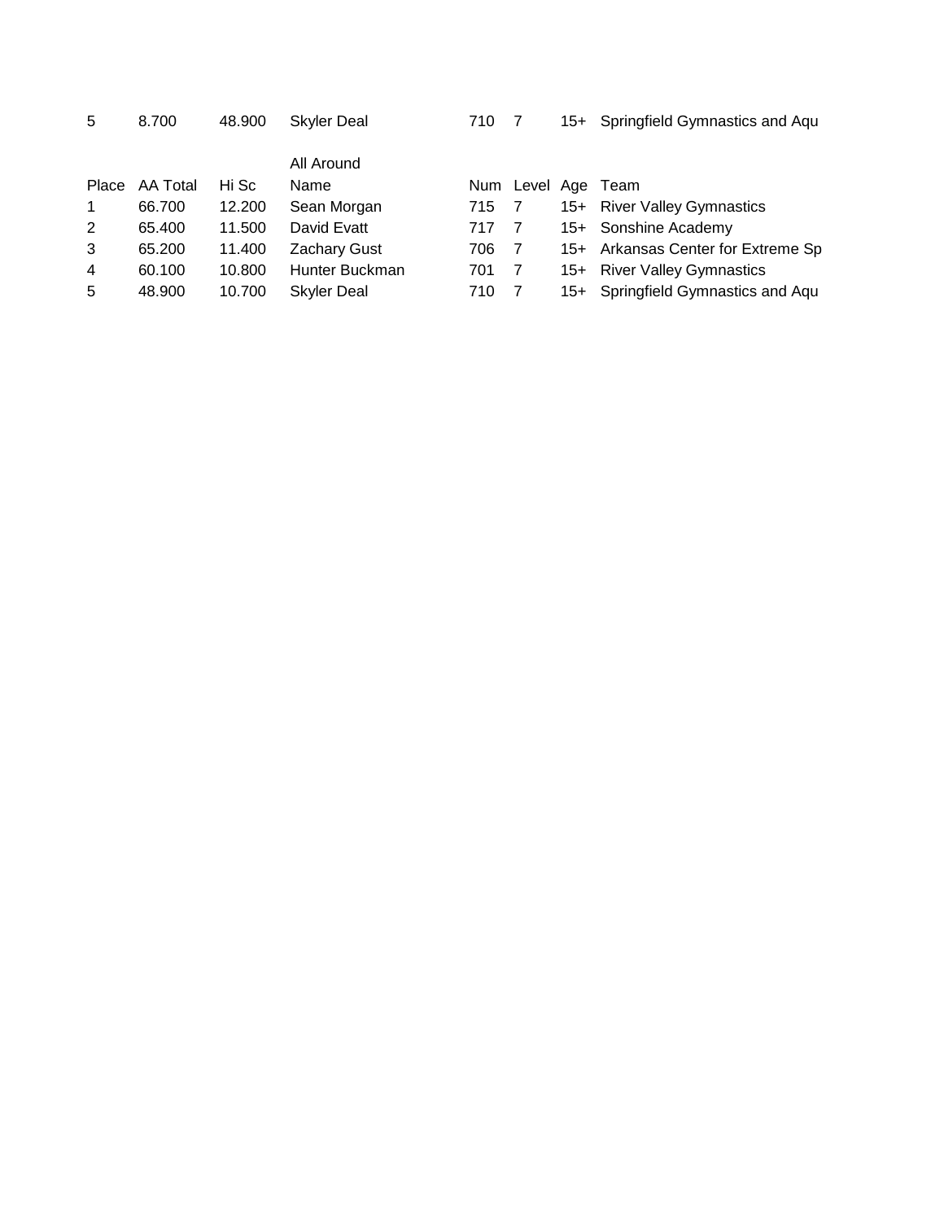| 5 | 8.700 | 48.900 | Skyler Deal | 710 | 7 | 15+ | Springfield Gymnastics and Aqu |
|---|---|---|---|---|---|---|---|

All Around

| Place | AA Total | Hi Sc | Name | Num | Level | Age | Team |
|---|---|---|---|---|---|---|---|
| 1 | 66.700 | 12.200 | Sean Morgan | 715 | 7 | 15+ | River Valley Gymnastics |
| 2 | 65.400 | 11.500 | David Evatt | 717 | 7 | 15+ | Sonshine Academy |
| 3 | 65.200 | 11.400 | Zachary Gust | 706 | 7 | 15+ | Arkansas Center for Extreme Sp |
| 4 | 60.100 | 10.800 | Hunter Buckman | 701 | 7 | 15+ | River Valley Gymnastics |
| 5 | 48.900 | 10.700 | Skyler Deal | 710 | 7 | 15+ | Springfield Gymnastics and Aqu |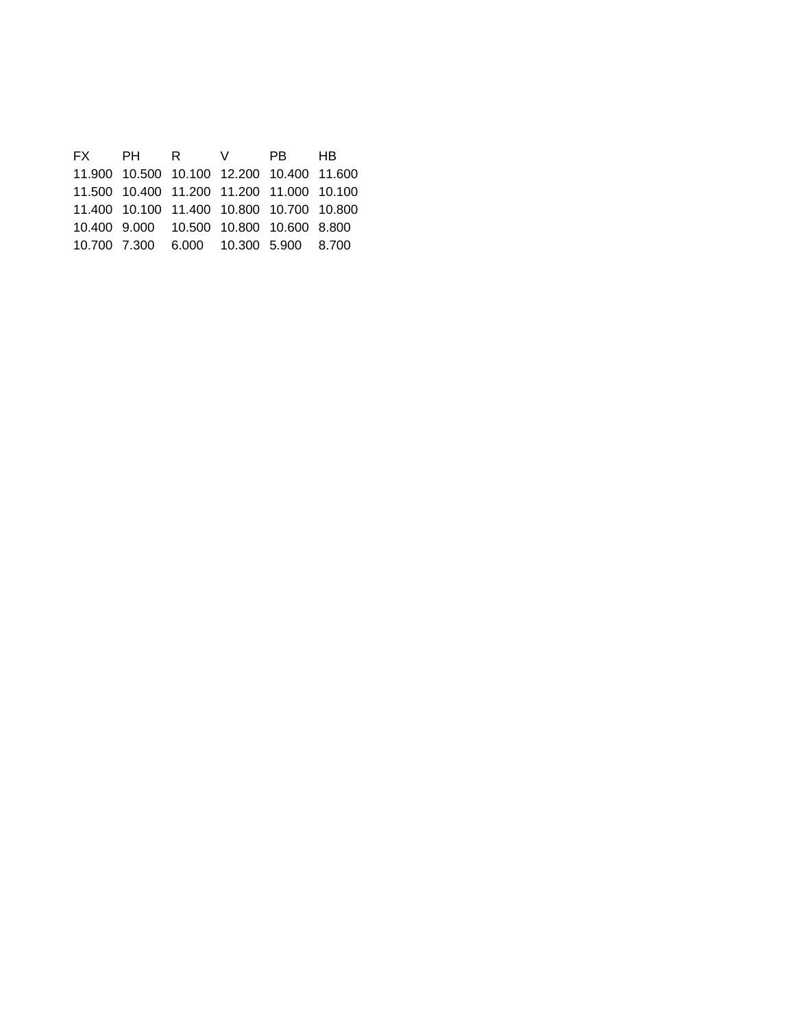| FX | PH | R | V | PB | HB |
|---|---|---|---|---|---|
| 11.900 | 10.500 | 10.100 | 12.200 | 10.400 | 11.600 |
| 11.500 | 10.400 | 11.200 | 11.200 | 11.000 | 10.100 |
| 11.400 | 10.100 | 11.400 | 10.800 | 10.700 | 10.800 |
| 10.400 | 9.000 | 10.500 | 10.800 | 10.600 | 8.800 |
| 10.700 | 7.300 | 6.000 | 10.300 | 5.900 | 8.700 |